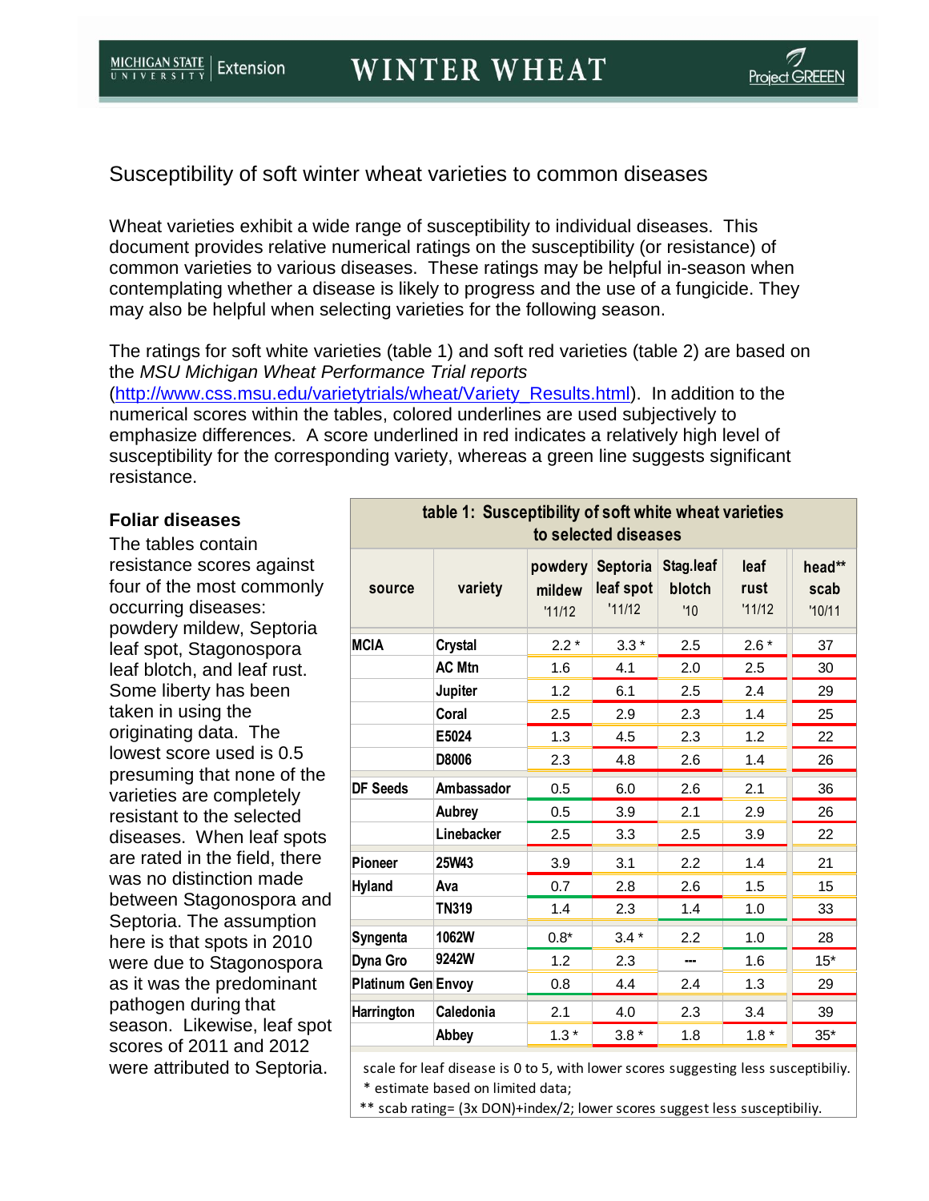# WINTER WHEAT

## Susceptibility of soft winter wheat varieties to common diseases

Wheat varieties exhibit a wide range of susceptibility to individual diseases. This document provides relative numerical ratings on the susceptibility (or resistance) of common varieties to various diseases. These ratings may be helpful in-season when contemplating whether a disease is likely to progress and the use of a fungicide. They may also be helpful when selecting varieties for the following season.

The ratings for soft white varieties (table 1) and soft red varieties (table 2) are based on the *MSU Michigan Wheat Performance Trial reports* (http://www.css.msu.edu/varietytrials/wheat/Variety_Results.html). In addition to the numerical scores within the tables, colored underlines are used subjectively to emphasize differences. A score underlined in red indicates a relatively high level of susceptibility for the corresponding variety, whereas a green line suggests significant resistance.

### Foliar diseases

The tables contain resistance scores against four of the most commonly occurring diseases: powdery mildew, Septoria leaf spot, Stagonospora leaf blotch, and leaf rust. Some liberty has been taken in using the originating data. The lowest score used is 0.5 presuming that none of the varieties are completely resistant to the selected diseases. When leaf spots are rated in the field, there was no distinction made between Stagonospora and Septoria. The assumption here is that spots in 2010 were due to Stagonospora as it was the predominant pathogen during that season. Likewise, leaf spot scores of 2011 and 2012 were attributed to Septoria.

**table 1: Susceptibility of soft white wheat varieties to selected diseases**

| source | variety | powdery mildew '11/12 | Septoria leaf spot '11/12 | Stag.leaf blotch '10 | leaf rust '11/12 | head** scab '10/11 |
|---|---|---|---|---|---|---|
| MCIA | Crystal | 2.2 * | 3.3 * | 2.5 | 2.6 * | 37 |
| | AC Mtn | 1.6 | 4.1 | 2.0 | 2.5 | 30 |
| | Jupiter | 1.2 | 6.1 | 2.5 | 2.4 | 29 |
| | Coral | 2.5 | 2.9 | 2.3 | 1.4 | 25 |
| | E5024 | 1.3 | 4.5 | 2.3 | 1.2 | 22 |
| | D8006 | 2.3 | 4.8 | 2.6 | 1.4 | 26 |
| DF Seeds | Ambassador | 0.5 | 6.0 | 2.6 | 2.1 | 36 |
| | Aubrey | 0.5 | 3.9 | 2.1 | 2.9 | 26 |
| | Linebacker | 2.5 | 3.3 | 2.5 | 3.9 | 22 |
| Pioneer | 25W43 | 3.9 | 3.1 | 2.2 | 1.4 | 21 |
| Hyland | Ava | 0.7 | 2.8 | 2.6 | 1.5 | 15 |
| | TN319 | 1.4 | 2.3 | 1.4 | 1.0 | 33 |
| Syngenta | 1062W | 0.8* | 3.4 * | 2.2 | 1.0 | 28 |
| Dyna Gro | 9242W | 1.2 | 2.3 | --- | 1.6 | 15* |
| Platinum Gen | Envoy | 0.8 | 4.4 | 2.4 | 1.3 | 29 |
| Harrington | Caledonia | 2.1 | 4.0 | 2.3 | 3.4 | 39 |
| | Abbey | 1.3 * | 3.8 * | 1.8 | 1.8 * | 35* |

scale for leaf disease is 0 to 5, with lower scores suggesting less susceptibiliy.
* estimate based on limited data;
** scab rating= (3x DON)+index/2; lower scores suggest less susceptibiliy.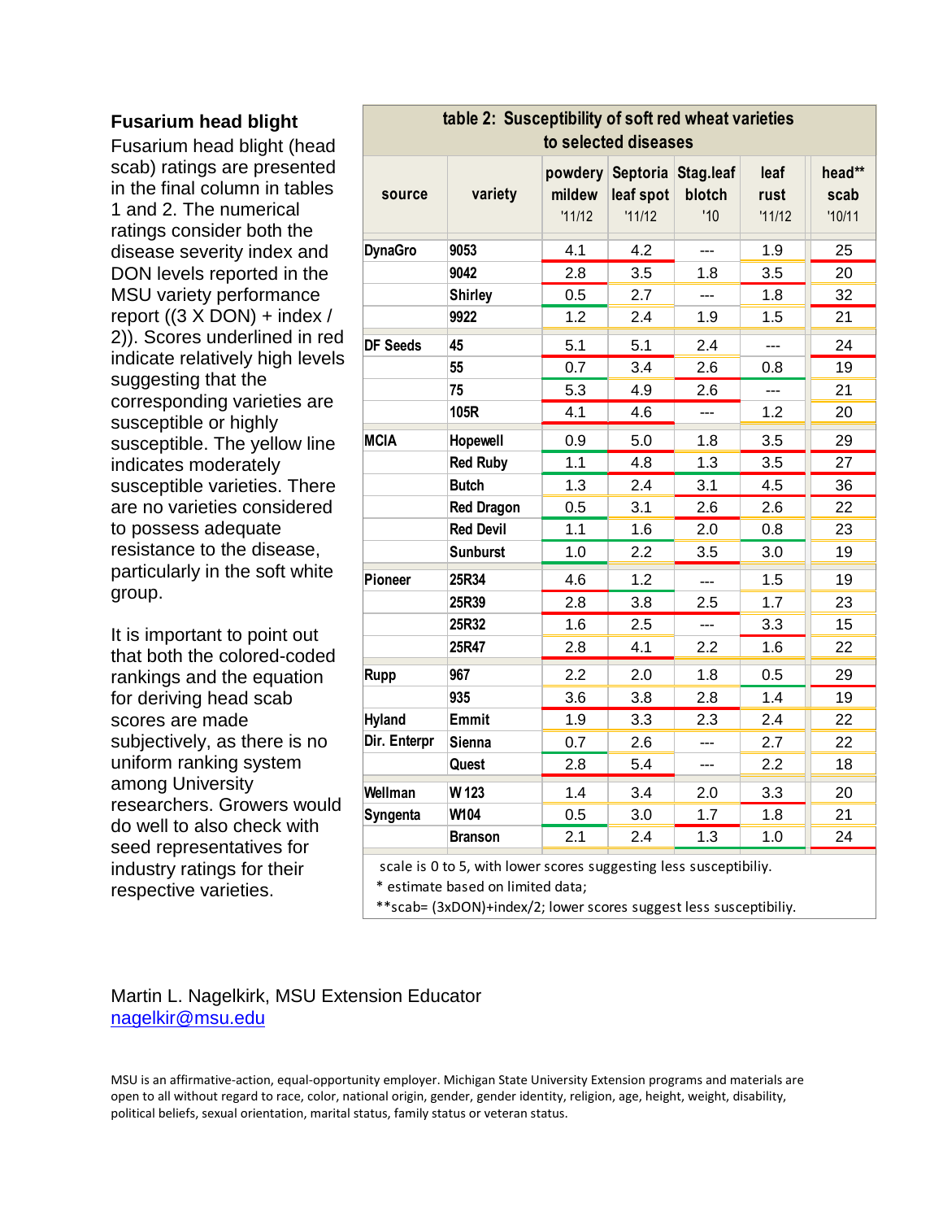## Fusarium head blight

Fusarium head blight (head scab) ratings are presented in the final column in tables 1 and 2. The numerical ratings consider both the disease severity index and DON levels reported in the MSU variety performance report ((3 X DON) + index / 2)). Scores underlined in red indicate relatively high levels suggesting that the corresponding varieties are susceptible or highly susceptible. The yellow line indicates moderately susceptible varieties. There are no varieties considered to possess adequate resistance to the disease, particularly in the soft white group.

It is important to point out that both the colored-coded rankings and the equation for deriving head scab scores are made subjectively, as there is no uniform ranking system among University researchers. Growers would do well to also check with seed representatives for industry ratings for their respective varieties.

**table 2: Susceptibility of soft red wheat varieties to selected diseases**

| source | variety | powdery mildew '11/12 | Septoria leaf spot '11/12 | Stag.leaf blotch '10 | leaf rust '11/12 | head** scab '10/11 |
|---|---|---|---|---|---|---|
| DynaGro | 9053 | 4.1 | 4.2 | --- | 1.9 | 25 |
| | 9042 | 2.8 | 3.5 | 1.8 | 3.5 | 20 |
| | Shirley | 0.5 | 2.7 | --- | 1.8 | 32 |
| | 9922 | 1.2 | 2.4 | 1.9 | 1.5 | 21 |
| DF Seeds | 45 | 5.1 | 5.1 | 2.4 | --- | 24 |
| | 55 | 0.7 | 3.4 | 2.6 | 0.8 | 19 |
| | 75 | 5.3 | 4.9 | 2.6 | --- | 21 |
| | 105R | 4.1 | 4.6 | --- | 1.2 | 20 |
| MCIA | Hopewell | 0.9 | 5.0 | 1.8 | 3.5 | 29 |
| | Red Ruby | 1.1 | 4.8 | 1.3 | 3.5 | 27 |
| | Butch | 1.3 | 2.4 | 3.1 | 4.5 | 36 |
| | Red Dragon | 0.5 | 3.1 | 2.6 | 2.6 | 22 |
| | Red Devil | 1.1 | 1.6 | 2.0 | 0.8 | 23 |
| | Sunburst | 1.0 | 2.2 | 3.5 | 3.0 | 19 |
| Pioneer | 25R34 | 4.6 | 1.2 | --- | 1.5 | 19 |
| | 25R39 | 2.8 | 3.8 | 2.5 | 1.7 | 23 |
| | 25R32 | 1.6 | 2.5 | --- | 3.3 | 15 |
| | 25R47 | 2.8 | 4.1 | 2.2 | 1.6 | 22 |
| Rupp | 967 | 2.2 | 2.0 | 1.8 | 0.5 | 29 |
| | 935 | 3.6 | 3.8 | 2.8 | 1.4 | 19 |
| Hyland | Emmit | 1.9 | 3.3 | 2.3 | 2.4 | 22 |
| Dir. Enterpr | Sienna | 0.7 | 2.6 | --- | 2.7 | 22 |
| | Quest | 2.8 | 5.4 | --- | 2.2 | 18 |
| Wellman | W 123 | 1.4 | 3.4 | 2.0 | 3.3 | 20 |
| Syngenta | W104 | 0.5 | 3.0 | 1.7 | 1.8 | 21 |
| | Branson | 2.1 | 2.4 | 1.3 | 1.0 | 24 |

scale is 0 to 5, with lower scores suggesting less susceptibiliy.

\* estimate based on limited data;

\*\*scab= (3xDON)+index/2; lower scores suggest less susceptibiliy.

Martin L. Nagelkirk, MSU Extension Educator
nagelkir@msu.edu

MSU is an affirmative-action, equal-opportunity employer. Michigan State University Extension programs and materials are open to all without regard to race, color, national origin, gender, gender identity, religion, age, height, weight, disability, political beliefs, sexual orientation, marital status, family status or veteran status.